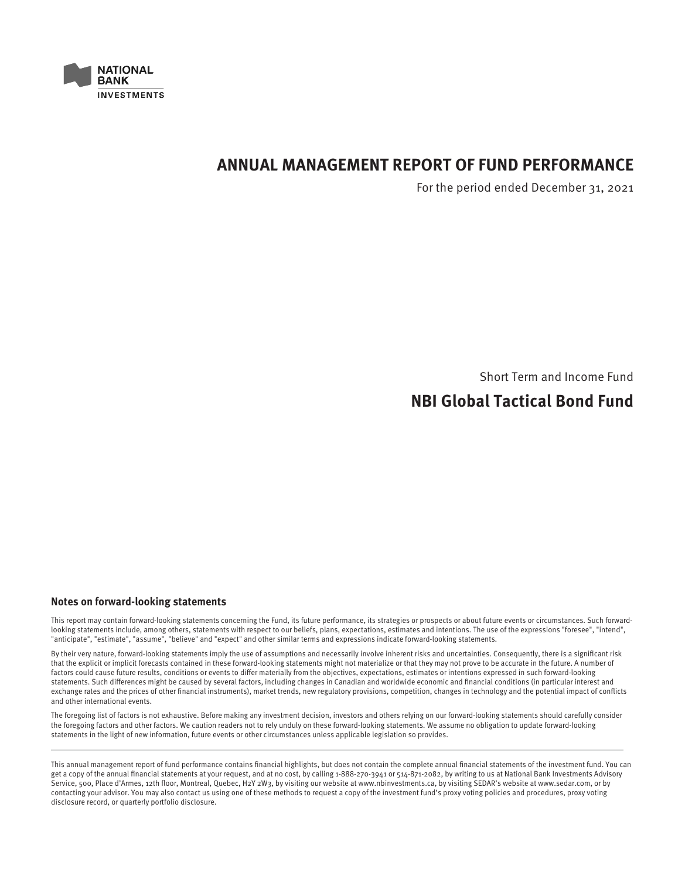NATIONAL BANK INVESTMENTS

# ANNUAL MANAGEMENT REPORT OF FUND PERFORMANCE

For the period ended December 31, 2021

Short Term and Income Fund

## NBI Global Tactical Bond Fund

### Notes on forward-looking statements

This report may contain forward-looking statements concerning the Fund, its future performance, its strategies or prospects or about future events or circumstances. Such forward-looking statements include, among others, statements with respect to our beliefs, plans, expectations, estimates and intentions. The use of the expressions "foresee", "intend", "anticipate", "estimate", "assume", "believe" and "expect" and other similar terms and expressions indicate forward-looking statements.

By their very nature, forward-looking statements imply the use of assumptions and necessarily involve inherent risks and uncertainties. Consequently, there is a significant risk that the explicit or implicit forecasts contained in these forward-looking statements might not materialize or that they may not prove to be accurate in the future. A number of factors could cause future results, conditions or events to differ materially from the objectives, expectations, estimates or intentions expressed in such forward-looking statements. Such differences might be caused by several factors, including changes in Canadian and worldwide economic and financial conditions (in particular interest and exchange rates and the prices of other financial instruments), market trends, new regulatory provisions, competition, changes in technology and the potential impact of conflicts and other international events.

The foregoing list of factors is not exhaustive. Before making any investment decision, investors and others relying on our forward-looking statements should carefully consider the foregoing factors and other factors. We caution readers not to rely unduly on these forward-looking statements. We assume no obligation to update forward-looking statements in the light of new information, future events or other circumstances unless applicable legislation so provides.

---

This annual management report of fund performance contains financial highlights, but does not contain the complete annual financial statements of the investment fund. You can get a copy of the annual financial statements at your request, and at no cost, by calling 1-888-270-3941 or 514-871-2082, by writing to us at National Bank Investments Advisory Service, 500, Place d'Armes, 12th floor, Montreal, Quebec, H2Y 2W3, by visiting our website at www.nbinvestments.ca, by visiting SEDAR's website at www.sedar.com, or by contacting your advisor. You may also contact us using one of these methods to request a copy of the investment fund's proxy voting policies and procedures, proxy voting disclosure record, or quarterly portfolio disclosure.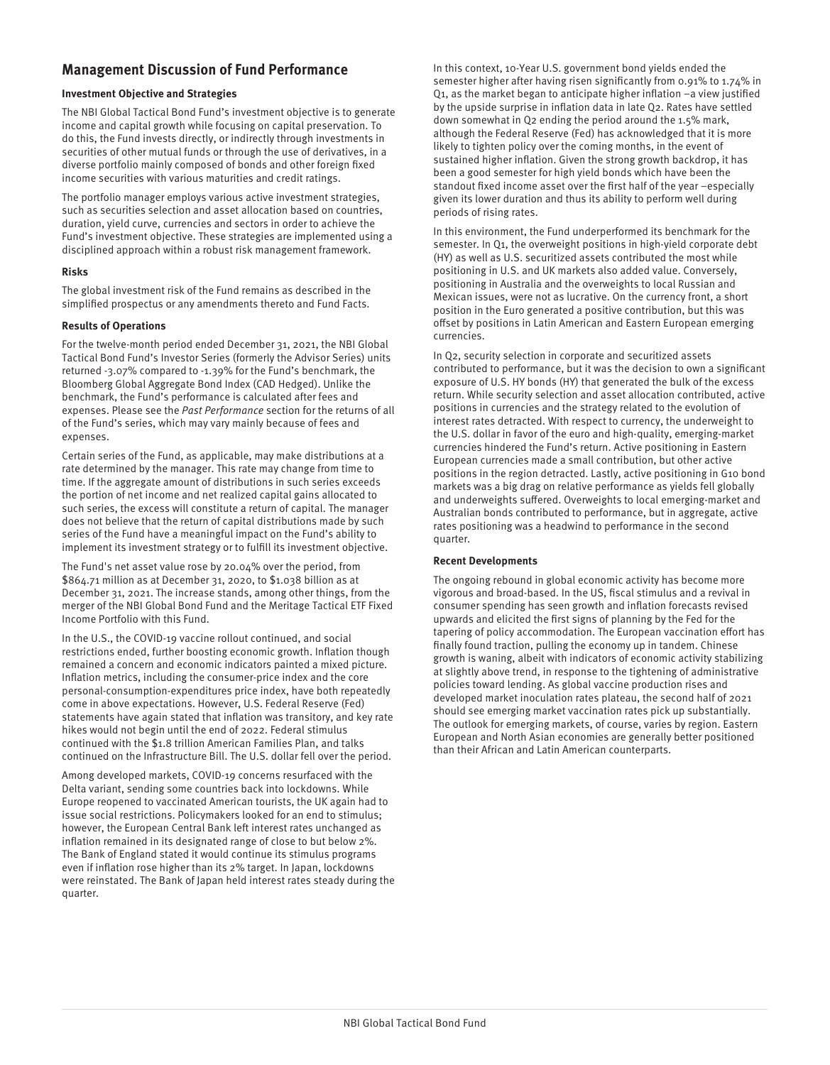## Management Discussion of Fund Performance

### Investment Objective and Strategies

The NBI Global Tactical Bond Fund's investment objective is to generate income and capital growth while focusing on capital preservation. To do this, the Fund invests directly, or indirectly through investments in securities of other mutual funds or through the use of derivatives, in a diverse portfolio mainly composed of bonds and other foreign fixed income securities with various maturities and credit ratings.

The portfolio manager employs various active investment strategies, such as securities selection and asset allocation based on countries, duration, yield curve, currencies and sectors in order to achieve the Fund's investment objective. These strategies are implemented using a disciplined approach within a robust risk management framework.

### Risks

The global investment risk of the Fund remains as described in the simplified prospectus or any amendments thereto and Fund Facts.

### Results of Operations

For the twelve-month period ended December 31, 2021, the NBI Global Tactical Bond Fund's Investor Series (formerly the Advisor Series) units returned -3.07% compared to -1.39% for the Fund's benchmark, the Bloomberg Global Aggregate Bond Index (CAD Hedged). Unlike the benchmark, the Fund's performance is calculated after fees and expenses. Please see the *Past Performance* section for the returns of all of the Fund's series, which may vary mainly because of fees and expenses.

Certain series of the Fund, as applicable, may make distributions at a rate determined by the manager. This rate may change from time to time. If the aggregate amount of distributions in such series exceeds the portion of net income and net realized capital gains allocated to such series, the excess will constitute a return of capital. The manager does not believe that the return of capital distributions made by such series of the Fund have a meaningful impact on the Fund's ability to implement its investment strategy or to fulfill its investment objective.

The Fund's net asset value rose by 20.04% over the period, from $864.71 million as at December 31, 2020, to $1.038 billion as at December 31, 2021. The increase stands, among other things, from the merger of the NBI Global Bond Fund and the Meritage Tactical ETF Fixed Income Portfolio with this Fund.

In the U.S., the COVID-19 vaccine rollout continued, and social restrictions ended, further boosting economic growth. Inflation though remained a concern and economic indicators painted a mixed picture. Inflation metrics, including the consumer-price index and the core personal-consumption-expenditures price index, have both repeatedly come in above expectations. However, U.S. Federal Reserve (Fed) statements have again stated that inflation was transitory, and key rate hikes would not begin until the end of 2022. Federal stimulus continued with the $1.8 trillion American Families Plan, and talks continued on the Infrastructure Bill. The U.S. dollar fell over the period.

Among developed markets, COVID-19 concerns resurfaced with the Delta variant, sending some countries back into lockdowns. While Europe reopened to vaccinated American tourists, the UK again had to issue social restrictions. Policymakers looked for an end to stimulus; however, the European Central Bank left interest rates unchanged as inflation remained in its designated range of close to but below 2%. The Bank of England stated it would continue its stimulus programs even if inflation rose higher than its 2% target. In Japan, lockdowns were reinstated. The Bank of Japan held interest rates steady during the quarter.

In this context, 10-Year U.S. government bond yields ended the semester higher after having risen significantly from 0.91% to 1.74% in Q1, as the market began to anticipate higher inflation –a view justified by the upside surprise in inflation data in late Q2. Rates have settled down somewhat in Q2 ending the period around the 1.5% mark, although the Federal Reserve (Fed) has acknowledged that it is more likely to tighten policy over the coming months, in the event of sustained higher inflation. Given the strong growth backdrop, it has been a good semester for high yield bonds which have been the standout fixed income asset over the first half of the year –especially given its lower duration and thus its ability to perform well during periods of rising rates.

In this environment, the Fund underperformed its benchmark for the semester. In Q1, the overweight positions in high-yield corporate debt (HY) as well as U.S. securitized assets contributed the most while positioning in U.S. and UK markets also added value. Conversely, positioning in Australia and the overweights to local Russian and Mexican issues, were not as lucrative. On the currency front, a short position in the Euro generated a positive contribution, but this was offset by positions in Latin American and Eastern European emerging currencies.

In Q2, security selection in corporate and securitized assets contributed to performance, but it was the decision to own a significant exposure of U.S. HY bonds (HY) that generated the bulk of the excess return. While security selection and asset allocation contributed, active positions in currencies and the strategy related to the evolution of interest rates detracted. With respect to currency, the underweight to the U.S. dollar in favor of the euro and high-quality, emerging-market currencies hindered the Fund's return. Active positioning in Eastern European currencies made a small contribution, but other active positions in the region detracted. Lastly, active positioning in G10 bond markets was a big drag on relative performance as yields fell globally and underweights suffered. Overweights to local emerging-market and Australian bonds contributed to performance, but in aggregate, active rates positioning was a headwind to performance in the second quarter.

### Recent Developments

The ongoing rebound in global economic activity has become more vigorous and broad-based. In the US, fiscal stimulus and a revival in consumer spending has seen growth and inflation forecasts revised upwards and elicited the first signs of planning by the Fed for the tapering of policy accommodation. The European vaccination effort has finally found traction, pulling the economy up in tandem. Chinese growth is waning, albeit with indicators of economic activity stabilizing at slightly above trend, in response to the tightening of administrative policies toward lending. As global vaccine production rises and developed market inoculation rates plateau, the second half of 2021 should see emerging market vaccination rates pick up substantially. The outlook for emerging markets, of course, varies by region. Eastern European and North Asian economies are generally better positioned than their African and Latin American counterparts.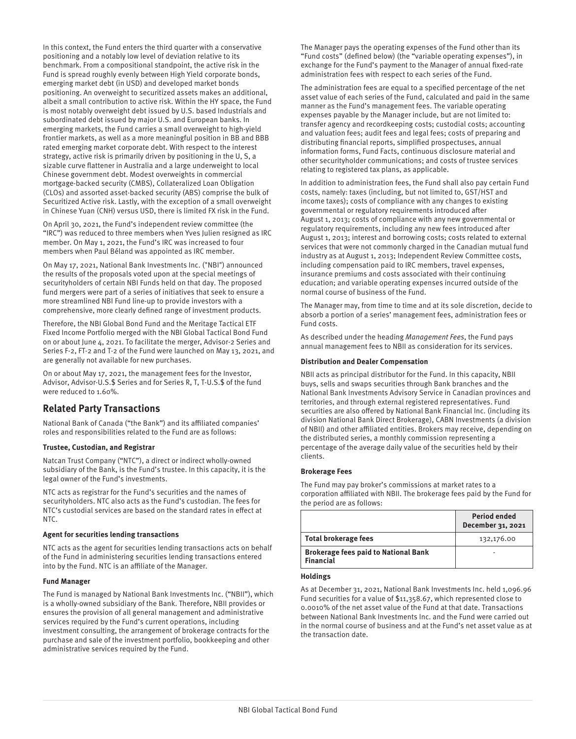In this context, the Fund enters the third quarter with a conservative positioning and a notably low level of deviation relative to its benchmark. From a compositional standpoint, the active risk in the Fund is spread roughly evenly between High Yield corporate bonds, emerging market debt (in USD) and developed market bonds positioning. An overweight to securitized assets makes an additional, albeit a small contribution to active risk. Within the HY space, the Fund is most notably overweight debt issued by U.S. based Industrials and subordinated debt issued by major U.S. and European banks. In emerging markets, the Fund carries a small overweight to high-yield frontier markets, as well as a more meaningful position in BB and BBB rated emerging market corporate debt. With respect to the interest strategy, active risk is primarily driven by positioning in the U, S, a sizable curve flattener in Australia and a large underweight to local Chinese government debt. Modest overweights in commercial mortgage-backed security (CMBS), Collateralized Loan Obligation (CLOs) and assorted asset-backed security (ABS) comprise the bulk of Securitized Active risk. Lastly, with the exception of a small overweight in Chinese Yuan (CNH) versus USD, there is limited FX risk in the Fund.

On April 30, 2021, the Fund's independent review committee (the "IRC") was reduced to three members when Yves Julien resigned as IRC member. On May 1, 2021, the Fund's IRC was increased to four members when Paul Béland was appointed as IRC member.

On May 17, 2021, National Bank Investments Inc. ("NBI") announced the results of the proposals voted upon at the special meetings of securityholders of certain NBI Funds held on that day. The proposed fund mergers were part of a series of initiatives that seek to ensure a more streamlined NBI Fund line-up to provide investors with a comprehensive, more clearly defined range of investment products.

Therefore, the NBI Global Bond Fund and the Meritage Tactical ETF Fixed Income Portfolio merged with the NBI Global Tactical Bond Fund on or about June 4, 2021. To facilitate the merger, Advisor-2 Series and Series F-2, FT-2 and T-2 of the Fund were launched on May 13, 2021, and are generally not available for new purchases.

On or about May 17, 2021, the management fees for the Investor, Advisor, Advisor-U.S.$ Series and for Series R, T, T-U.S.$ of the fund were reduced to 1.60%.

## Related Party Transactions

National Bank of Canada ("the Bank") and its affiliated companies' roles and responsibilities related to the Fund are as follows:

#### Trustee, Custodian, and Registrar

Natcan Trust Company ("NTC"), a direct or indirect wholly-owned subsidiary of the Bank, is the Fund's trustee. In this capacity, it is the legal owner of the Fund's investments.

NTC acts as registrar for the Fund's securities and the names of securityholders. NTC also acts as the Fund's custodian. The fees for NTC's custodial services are based on the standard rates in effect at NTC.

#### Agent for securities lending transactions

NTC acts as the agent for securities lending transactions acts on behalf of the Fund in administering securities lending transactions entered into by the Fund. NTC is an affiliate of the Manager.

#### Fund Manager

The Fund is managed by National Bank Investments Inc. ("NBII"), which is a wholly-owned subsidiary of the Bank. Therefore, NBII provides or ensures the provision of all general management and administrative services required by the Fund's current operations, including investment consulting, the arrangement of brokerage contracts for the purchase and sale of the investment portfolio, bookkeeping and other administrative services required by the Fund.

The Manager pays the operating expenses of the Fund other than its "Fund costs" (defined below) (the "variable operating expenses"), in exchange for the Fund's payment to the Manager of annual fixed-rate administration fees with respect to each series of the Fund.

The administration fees are equal to a specified percentage of the net asset value of each series of the Fund, calculated and paid in the same manner as the Fund's management fees. The variable operating expenses payable by the Manager include, but are not limited to: transfer agency and recordkeeping costs; custodial costs; accounting and valuation fees; audit fees and legal fees; costs of preparing and distributing financial reports, simplified prospectuses, annual information forms, Fund Facts, continuous disclosure material and other securityholder communications; and costs of trustee services relating to registered tax plans, as applicable.

In addition to administration fees, the Fund shall also pay certain Fund costs, namely: taxes (including, but not limited to, GST/HST and income taxes); costs of compliance with any changes to existing governmental or regulatory requirements introduced after August 1, 2013; costs of compliance with any new governmental or regulatory requirements, including any new fees introduced after August 1, 2013; interest and borrowing costs; costs related to external services that were not commonly charged in the Canadian mutual fund industry as at August 1, 2013; Independent Review Committee costs, including compensation paid to IRC members, travel expenses, insurance premiums and costs associated with their continuing education; and variable operating expenses incurred outside of the normal course of business of the Fund.

The Manager may, from time to time and at its sole discretion, decide to absorb a portion of a series' management fees, administration fees or Fund costs.

As described under the heading *Management Fees*, the Fund pays annual management fees to NBII as consideration for its services.

#### Distribution and Dealer Compensation

NBII acts as principal distributor for the Fund. In this capacity, NBII buys, sells and swaps securities through Bank branches and the National Bank Investments Advisory Service in Canadian provinces and territories, and through external registered representatives. Fund securities are also offered by National Bank Financial Inc. (including its division National Bank Direct Brokerage), CABN Investments (a division of NBII) and other affiliated entities. Brokers may receive, depending on the distributed series, a monthly commission representing a percentage of the average daily value of the securities held by their clients.

#### Brokerage Fees

The Fund may pay broker's commissions at market rates to a corporation affiliated with NBII. The brokerage fees paid by the Fund for the period are as follows:

| | Period ended December 31, 2021 |
|---|---|
| **Total brokerage fees** | 132,176.00 |
| **Brokerage fees paid to National Bank Financial** | - |

#### Holdings

As at December 31, 2021, National Bank Investments Inc. held 1,096.96 Fund securities for a value of $11,358.67, which represented close to 0.0010% of the net asset value of the Fund at that date. Transactions between National Bank Investments Inc. and the Fund were carried out in the normal course of business and at the Fund's net asset value as at the transaction date.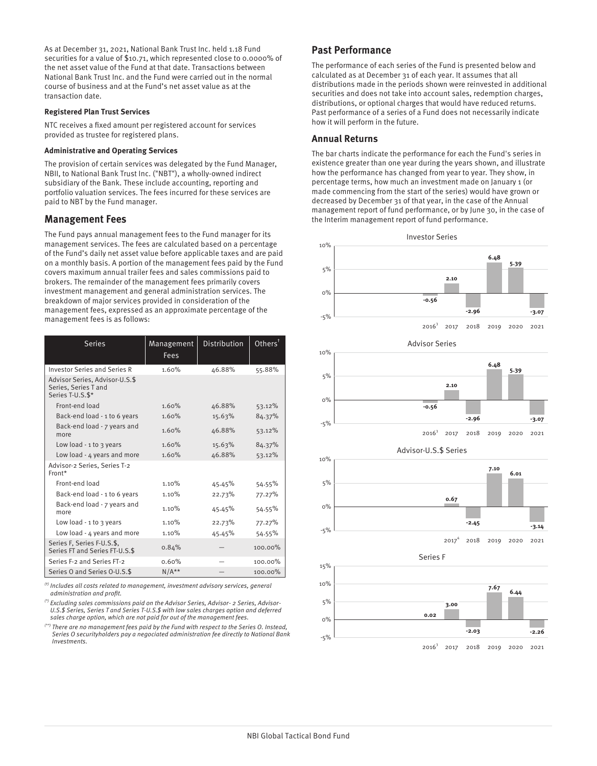As at December 31, 2021, National Bank Trust Inc. held 1.18 Fund securities for a value of $10.71, which represented close to 0.0000% of the net asset value of the Fund at that date. Transactions between National Bank Trust Inc. and the Fund were carried out in the normal course of business and at the Fund's net asset value as at the transaction date.

#### Registered Plan Trust Services

NTC receives a fixed amount per registered account for services provided as trustee for registered plans.

#### Administrative and Operating Services

The provision of certain services was delegated by the Fund Manager, NBII, to National Bank Trust Inc. ("NBT"), a wholly-owned indirect subsidiary of the Bank. These include accounting, reporting and portfolio valuation services. The fees incurred for these services are paid to NBT by the Fund manager.

## Management Fees

The Fund pays annual management fees to the Fund manager for its management services. The fees are calculated based on a percentage of the Fund's daily net asset value before applicable taxes and are paid on a monthly basis. A portion of the management fees paid by the Fund covers maximum annual trailer fees and sales commissions paid to brokers. The remainder of the management fees primarily covers investment management and general administration services. The breakdown of major services provided in consideration of the management fees, expressed as an approximate percentage of the management fees is as follows:

| Series | Management Fees | Distribution | Others† |
|---|---|---|---|
| Investor Series and Series R | 1.60% | 46.88% | 55.88% |
| Advisor Series, Advisor-U.S.$ Series, Series T and Series T-U.S.$* | | | |
| Front-end load | 1.60% | 46.88% | 53.12% |
| Back-end load - 1 to 6 years | 1.60% | 15.63% | 84.37% |
| Back-end load - 7 years and more | 1.60% | 46.88% | 53.12% |
| Low load - 1 to 3 years | 1.60% | 15.63% | 84.37% |
| Low load - 4 years and more | 1.60% | 46.88% | 53.12% |
| Advisor-2 Series, Series T-2 Front* | | | |
| Front-end load | 1.10% | 45.45% | 54.55% |
| Back-end load - 1 to 6 years | 1.10% | 22.73% | 77.27% |
| Back-end load - 7 years and more | 1.10% | 45.45% | 54.55% |
| Low load - 1 to 3 years | 1.10% | 22.73% | 77.27% |
| Low load - 4 years and more | 1.10% | 45.45% | 54.55% |
| Series F, Series F-U.S.$, Series FT and Series FT-U.S.$ | 0.84% | — | 100.00% |
| Series F-2 and Series FT-2 | 0.60% | — | 100.00% |
| Series O and Series O-U.S.$ | N/A** | — | 100.00% |

*(†) Includes all costs related to management, investment advisory services, general administration and profit.*

*(\*) Excluding sales commissions paid on the Advisor Series, Advisor- 2 Series, Advisor-U.S.$ Series, Series T and Series T-U.S.$ with low sales charges option and deferred sales charge option, which are not paid for out of the management fees.*

*(\*\*) There are no management fees paid by the Fund with respect to the Series O. Instead, Series O securityholders pay a negociated administration fee directly to National Bank Investments.*

## Past Performance

The performance of each series of the Fund is presented below and calculated as at December 31 of each year. It assumes that all distributions made in the periods shown were reinvested in additional securities and does not take into account sales, redemption charges, distributions, or optional charges that would have reduced returns. Past performance of a series of a Fund does not necessarily indicate how it will perform in the future.

### Annual Returns

The bar charts indicate the performance for each the Fund's series in existence greater than one year during the years shown, and illustrate how the performance has changed from year to year. They show, in percentage terms, how much an investment made on January 1 (or made commencing from the start of the series) would have grown or decreased by December 31 of that year, in the case of the Annual management report of fund performance, or by June 30, in the case of the Interim management report of fund performance.

**Investor Series**

| 2016[3] | 2017 | 2018 | 2019 | 2020 | 2021 |
|---|---|---|---|---|---|
| -0.56 | 2.10 | -2.96 | 6.48 | 5.39 | -3.07 |

**Advisor Series**

| 2016[3] | 2017 | 2018 | 2019 | 2020 | 2021 |
|---|---|---|---|---|---|
| -0.56 | 2.10 | -2.96 | 6.48 | 5.39 | -3.07 |

**Advisor-U.S.$ Series**

| 2017[4] | 2018 | 2019 | 2020 | 2021 |
|---|---|---|---|---|
| 0.67 | -2.45 | 7.10 | 6.01 | -3.14 |

**Series F**

| 2016[3] | 2017 | 2018 | 2019 | 2020 | 2021 |
|---|---|---|---|---|---|
| 0.02 | 3.00 | -2.03 | 7.67 | 6.44 | -2.26 |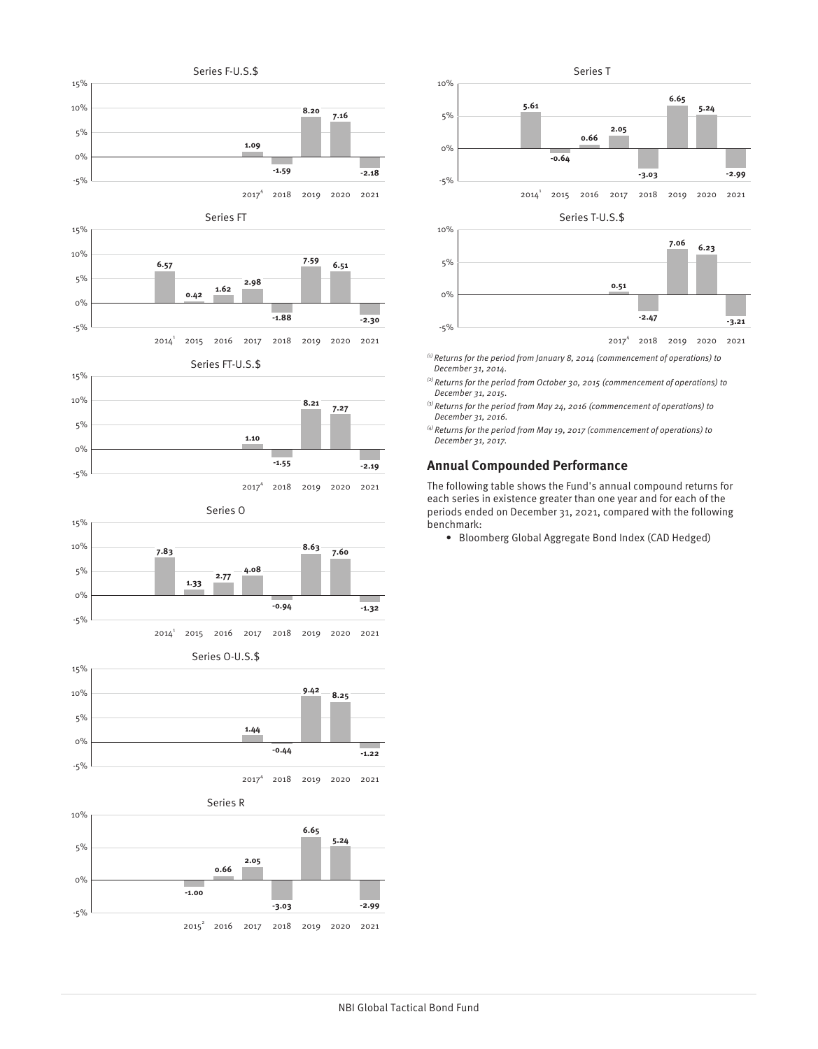Series F-U.S.$

| 2017[4] | 2018 | 2019 | 2020 | 2021 |
|---|---|---|---|---|
| 1.09 | -1.59 | 8.20 | 7.16 | -2.18 |

Series FT

| 2014[1] | 2015 | 2016 | 2017 | 2018 | 2019 | 2020 | 2021 |
|---|---|---|---|---|---|---|---|
| 6.57 | 0.42 | 1.62 | 2.98 | -1.88 | 7.59 | 6.51 | -2.30 |

Series FT-U.S.$

| 2017[4] | 2018 | 2019 | 2020 | 2021 |
|---|---|---|---|---|
| 1.10 | -1.55 | 8.21 | 7.27 | -2.19 |

Series O

| 2014[1] | 2015 | 2016 | 2017 | 2018 | 2019 | 2020 | 2021 |
|---|---|---|---|---|---|---|---|
| 7.83 | 1.33 | 2.77 | 4.08 | -0.94 | 8.63 | 7.60 | -1.32 |

Series O-U.S.$

| 2017[4] | 2018 | 2019 | 2020 | 2021 |
|---|---|---|---|---|
| 1.44 | -0.44 | 9.42 | 8.25 | -1.22 |

Series R

| 2015[2] | 2016 | 2017 | 2018 | 2019 | 2020 | 2021 |
|---|---|---|---|---|---|---|
| -1.00 | 0.66 | 2.05 | -3.03 | 6.65 | 5.24 | -2.99 |

Series T

| 2014[1] | 2015 | 2016 | 2017 | 2018 | 2019 | 2020 | 2021 |
|---|---|---|---|---|---|---|---|
| 5.61 | -0.64 | 0.66 | 2.05 | -3.03 | 6.65 | 5.24 | -2.99 |

Series T-U.S.$

| 2017[4] | 2018 | 2019 | 2020 | 2021 |
|---|---|---|---|---|
| 0.51 | -2.47 | 7.06 | 6.23 | -3.21 |

*(1) Returns for the period from January 8, 2014 (commencement of operations) to December 31, 2014.*

*(2) Returns for the period from October 30, 2015 (commencement of operations) to December 31, 2015.*

*(3) Returns for the period from May 24, 2016 (commencement of operations) to December 31, 2016.*

*(4) Returns for the period from May 19, 2017 (commencement of operations) to December 31, 2017.*

## Annual Compounded Performance

The following table shows the Fund's annual compound returns for each series in existence greater than one year and for each of the periods ended on December 31, 2021, compared with the following benchmark:

- Bloomberg Global Aggregate Bond Index (CAD Hedged)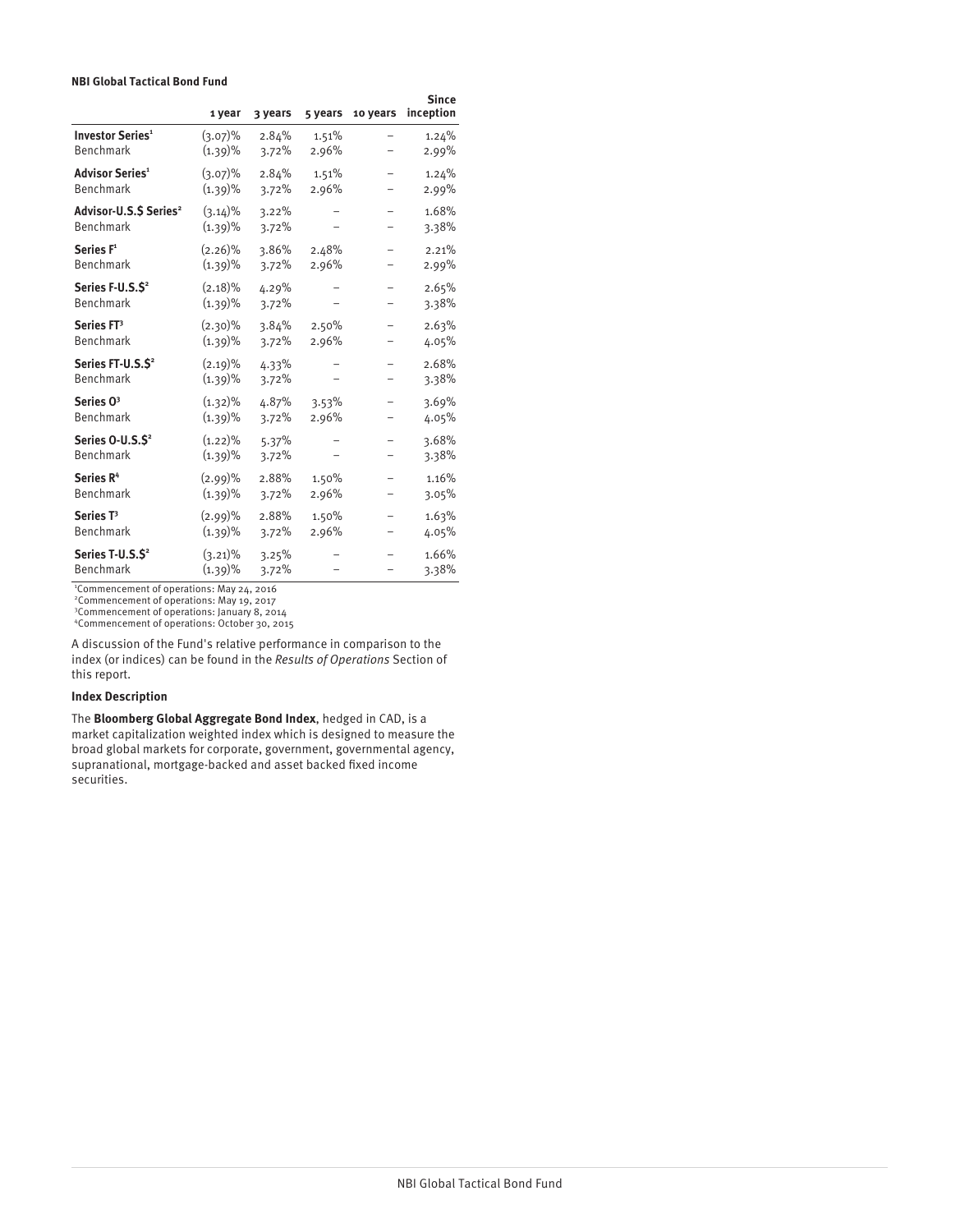**NBI Global Tactical Bond Fund**

| | 1 year | 3 years | 5 years | 10 years | Since inception |
|---|---|---|---|---|---|
| **Investor Series**[1] | (3.07)% | 2.84% | 1.51% | – | 1.24% |
| Benchmark | (1.39)% | 3.72% | 2.96% | – | 2.99% |
| **Advisor Series**[1] | (3.07)% | 2.84% | 1.51% | – | 1.24% |
| Benchmark | (1.39)% | 3.72% | 2.96% | – | 2.99% |
| **Advisor-U.S.$ Series**[2] | (3.14)% | 3.22% | – | – | 1.68% |
| Benchmark | (1.39)% | 3.72% | – | – | 3.38% |
| **Series F**[1] | (2.26)% | 3.86% | 2.48% | – | 2.21% |
| Benchmark | (1.39)% | 3.72% | 2.96% | – | 2.99% |
| **Series F-U.S.$**[2] | (2.18)% | 4.29% | – | – | 2.65% |
| Benchmark | (1.39)% | 3.72% | – | – | 3.38% |
| **Series FT**[3] | (2.30)% | 3.84% | 2.50% | – | 2.63% |
| Benchmark | (1.39)% | 3.72% | 2.96% | – | 4.05% |
| **Series FT-U.S.$**[2] | (2.19)% | 4.33% | – | – | 2.68% |
| Benchmark | (1.39)% | 3.72% | – | – | 3.38% |
| **Series O**[3] | (1.32)% | 4.87% | 3.53% | – | 3.69% |
| Benchmark | (1.39)% | 3.72% | 2.96% | – | 4.05% |
| **Series O-U.S.$**[2] | (1.22)% | 5.37% | – | – | 3.68% |
| Benchmark | (1.39)% | 3.72% | – | – | 3.38% |
| **Series R**[4] | (2.99)% | 2.88% | 1.50% | – | 1.16% |
| Benchmark | (1.39)% | 3.72% | 2.96% | – | 3.05% |
| **Series T**[3] | (2.99)% | 2.88% | 1.50% | – | 1.63% |
| Benchmark | (1.39)% | 3.72% | 2.96% | – | 4.05% |
| **Series T-U.S.$**[2] | (3.21)% | 3.25% | – | – | 1.66% |
| Benchmark | (1.39)% | 3.72% | – | – | 3.38% |

[1]Commencement of operations: May 24, 2016
[2]Commencement of operations: May 19, 2017
[3]Commencement of operations: January 8, 2014
[4]Commencement of operations: October 30, 2015

A discussion of the Fund's relative performance in comparison to the index (or indices) can be found in the *Results of Operations* Section of this report.

**Index Description**

The **Bloomberg Global Aggregate Bond Index**, hedged in CAD, is a market capitalization weighted index which is designed to measure the broad global markets for corporate, government, governmental agency, supranational, mortgage-backed and asset backed fixed income securities.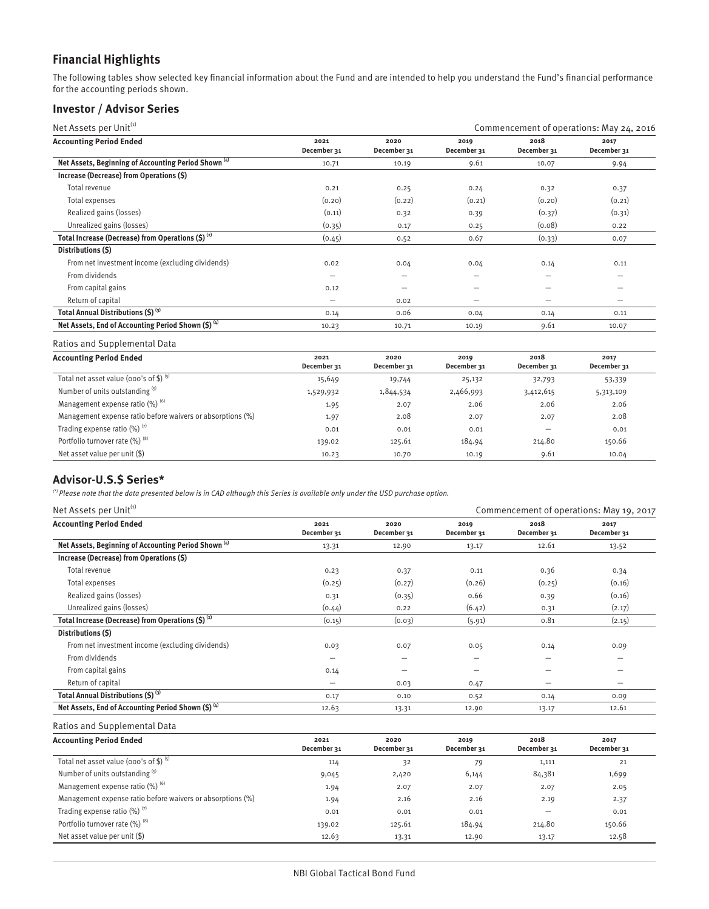## Financial Highlights

The following tables show selected key financial information about the Fund and are intended to help you understand the Fund's financial performance for the accounting periods shown.

### Investor / Advisor Series

Net Assets per Unit(1) — Commencement of operations: May 24, 2016

| Accounting Period Ended | 2021 December 31 | 2020 December 31 | 2019 December 31 | 2018 December 31 | 2017 December 31 |
|---|---|---|---|---|---|
| **Net Assets, Beginning of Accounting Period Shown (4)** | 10.71 | 10.19 | 9.61 | 10.07 | 9.94 |
| **Increase (Decrease) from Operations ($)** | | | | | |
| Total revenue | 0.21 | 0.25 | 0.24 | 0.32 | 0.37 |
| Total expenses | (0.20) | (0.22) | (0.21) | (0.20) | (0.21) |
| Realized gains (losses) | (0.11) | 0.32 | 0.39 | (0.37) | (0.31) |
| Unrealized gains (losses) | (0.35) | 0.17 | 0.25 | (0.08) | 0.22 |
| **Total Increase (Decrease) from Operations ($) (2)** | (0.45) | 0.52 | 0.67 | (0.33) | 0.07 |
| **Distributions ($)** | | | | | |
| From net investment income (excluding dividends) | 0.02 | 0.04 | 0.04 | 0.14 | 0.11 |
| From dividends | — | — | — | — | — |
| From capital gains | 0.12 | — | — | — | — |
| Return of capital | — | 0.02 | — | — | — |
| **Total Annual Distributions ($) (3)** | 0.14 | 0.06 | 0.04 | 0.14 | 0.11 |
| **Net Assets, End of Accounting Period Shown ($) (4)** | 10.23 | 10.71 | 10.19 | 9.61 | 10.07 |

Ratios and Supplemental Data

| Accounting Period Ended | 2021 December 31 | 2020 December 31 | 2019 December 31 | 2018 December 31 | 2017 December 31 |
|---|---|---|---|---|---|
| Total net asset value (000's of $) (5) | 15,649 | 19,744 | 25,132 | 32,793 | 53,339 |
| Number of units outstanding (5) | 1,529,932 | 1,844,534 | 2,466,993 | 3,412,615 | 5,313,109 |
| Management expense ratio (%) (6) | 1.95 | 2.07 | 2.06 | 2.06 | 2.06 |
| Management expense ratio before waivers or absorptions (%) | 1.97 | 2.08 | 2.07 | 2.07 | 2.08 |
| Trading expense ratio (%) (7) | 0.01 | 0.01 | 0.01 | — | 0.01 |
| Portfolio turnover rate (%) (8) | 139.02 | 125.61 | 184.94 | 214.80 | 150.66 |
| Net asset value per unit ($) | 10.23 | 10.70 | 10.19 | 9.61 | 10.04 |

### Advisor-U.S.$ Series*

*(\*) Please note that the data presented below is in CAD although this Series is available only under the USD purchase option.*

Net Assets per Unit(1) — Commencement of operations: May 19, 2017

| Accounting Period Ended | 2021 December 31 | 2020 December 31 | 2019 December 31 | 2018 December 31 | 2017 December 31 |
|---|---|---|---|---|---|
| **Net Assets, Beginning of Accounting Period Shown (4)** | 13.31 | 12.90 | 13.17 | 12.61 | 13.52 |
| **Increase (Decrease) from Operations ($)** | | | | | |
| Total revenue | 0.23 | 0.37 | 0.11 | 0.36 | 0.34 |
| Total expenses | (0.25) | (0.27) | (0.26) | (0.25) | (0.16) |
| Realized gains (losses) | 0.31 | (0.35) | 0.66 | 0.39 | (0.16) |
| Unrealized gains (losses) | (0.44) | 0.22 | (6.42) | 0.31 | (2.17) |
| **Total Increase (Decrease) from Operations ($) (2)** | (0.15) | (0.03) | (5.91) | 0.81 | (2.15) |
| **Distributions ($)** | | | | | |
| From net investment income (excluding dividends) | 0.03 | 0.07 | 0.05 | 0.14 | 0.09 |
| From dividends | — | — | — | — | — |
| From capital gains | 0.14 | — | — | — | — |
| Return of capital | — | 0.03 | 0.47 | — | — |
| **Total Annual Distributions ($) (3)** | 0.17 | 0.10 | 0.52 | 0.14 | 0.09 |
| **Net Assets, End of Accounting Period Shown ($) (4)** | 12.63 | 13.31 | 12.90 | 13.17 | 12.61 |

Ratios and Supplemental Data

| Accounting Period Ended | 2021 December 31 | 2020 December 31 | 2019 December 31 | 2018 December 31 | 2017 December 31 |
|---|---|---|---|---|---|
| Total net asset value (000's of $) (5) | 114 | 32 | 79 | 1,111 | 21 |
| Number of units outstanding (5) | 9,045 | 2,420 | 6,144 | 84,381 | 1,699 |
| Management expense ratio (%) (6) | 1.94 | 2.07 | 2.07 | 2.07 | 2.05 |
| Management expense ratio before waivers or absorptions (%) | 1.94 | 2.16 | 2.16 | 2.19 | 2.37 |
| Trading expense ratio (%) (7) | 0.01 | 0.01 | 0.01 | — | 0.01 |
| Portfolio turnover rate (%) (8) | 139.02 | 125.61 | 184.94 | 214.80 | 150.66 |
| Net asset value per unit ($) | 12.63 | 13.31 | 12.90 | 13.17 | 12.58 |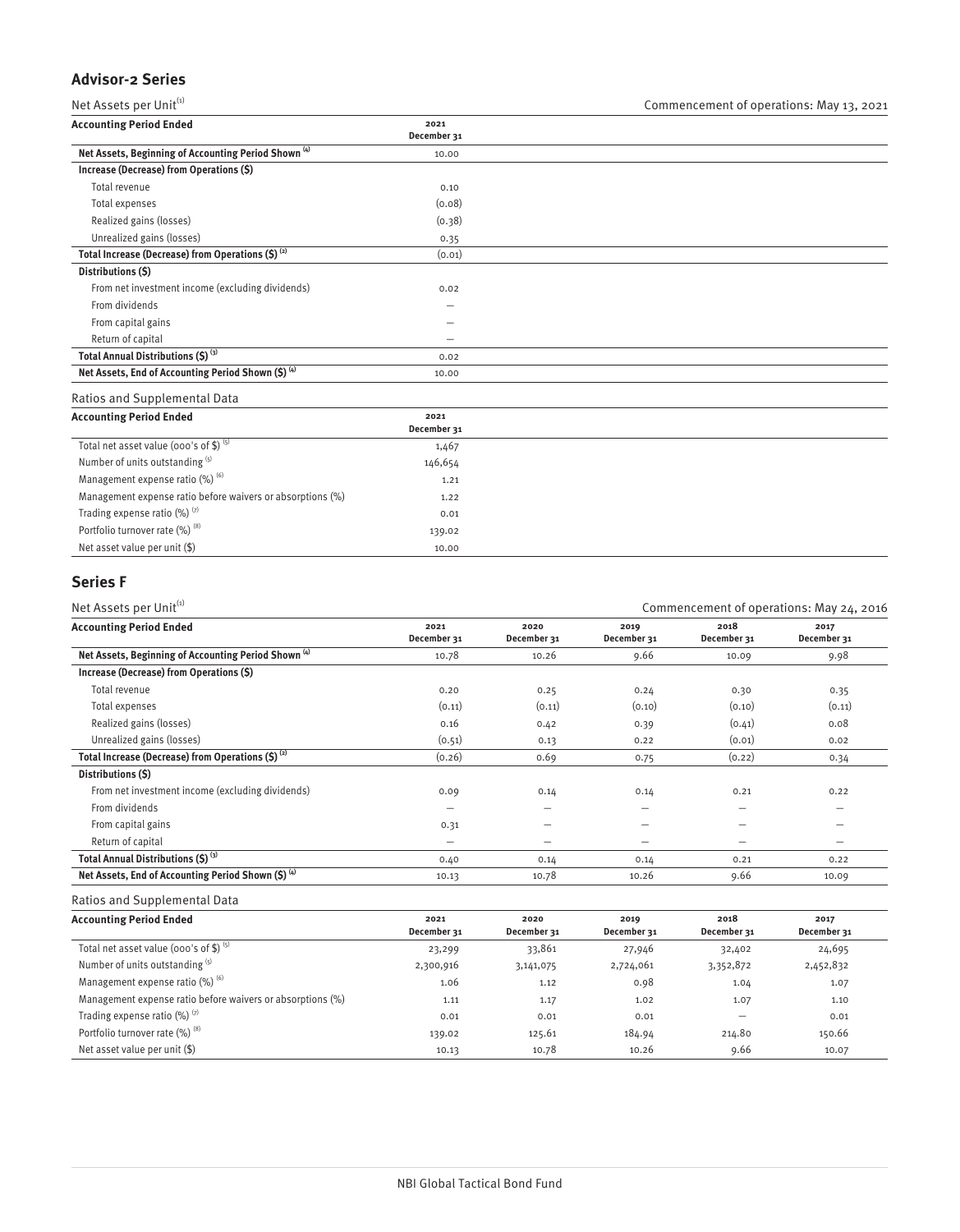## Advisor-2 Series

Net Assets per Unit[1] Commencement of operations: May 13, 2021

| Accounting Period Ended | 2021 December 31 |
|---|---|
| **Net Assets, Beginning of Accounting Period Shown [4]** | 10.00 |
| **Increase (Decrease) from Operations ($)** | |
| Total revenue | 0.10 |
| Total expenses | (0.08) |
| Realized gains (losses) | (0.38) |
| Unrealized gains (losses) | 0.35 |
| **Total Increase (Decrease) from Operations ($) [2]** | (0.01) |
| **Distributions ($)** | |
| From net investment income (excluding dividends) | 0.02 |
| From dividends | — |
| From capital gains | — |
| Return of capital | — |
| **Total Annual Distributions ($) [3]** | 0.02 |
| **Net Assets, End of Accounting Period Shown ($) [4]** | 10.00 |

Ratios and Supplemental Data

| Accounting Period Ended | 2021 December 31 |
|---|---|
| Total net asset value (000's of $) [5] | 1,467 |
| Number of units outstanding [5] | 146,654 |
| Management expense ratio (%) [6] | 1.21 |
| Management expense ratio before waivers or absorptions (%) | 1.22 |
| Trading expense ratio (%) [7] | 0.01 |
| Portfolio turnover rate (%) [8] | 139.02 |
| Net asset value per unit ($) | 10.00 |

## Series F

Net Assets per Unit[1] Commencement of operations: May 24, 2016

| Accounting Period Ended | 2021 December 31 | 2020 December 31 | 2019 December 31 | 2018 December 31 | 2017 December 31 |
|---|---|---|---|---|---|
| **Net Assets, Beginning of Accounting Period Shown [4]** | 10.78 | 10.26 | 9.66 | 10.09 | 9.98 |
| **Increase (Decrease) from Operations ($)** | | | | | |
| Total revenue | 0.20 | 0.25 | 0.24 | 0.30 | 0.35 |
| Total expenses | (0.11) | (0.11) | (0.10) | (0.10) | (0.11) |
| Realized gains (losses) | 0.16 | 0.42 | 0.39 | (0.41) | 0.08 |
| Unrealized gains (losses) | (0.51) | 0.13 | 0.22 | (0.01) | 0.02 |
| **Total Increase (Decrease) from Operations ($) [2]** | (0.26) | 0.69 | 0.75 | (0.22) | 0.34 |
| **Distributions ($)** | | | | | |
| From net investment income (excluding dividends) | 0.09 | 0.14 | 0.14 | 0.21 | 0.22 |
| From dividends | — | — | — | — | — |
| From capital gains | 0.31 | — | — | — | — |
| Return of capital | — | — | — | — | — |
| **Total Annual Distributions ($) [3]** | 0.40 | 0.14 | 0.14 | 0.21 | 0.22 |
| **Net Assets, End of Accounting Period Shown ($) [4]** | 10.13 | 10.78 | 10.26 | 9.66 | 10.09 |

Ratios and Supplemental Data

| Accounting Period Ended | 2021 December 31 | 2020 December 31 | 2019 December 31 | 2018 December 31 | 2017 December 31 |
|---|---|---|---|---|---|
| Total net asset value (000's of $) [5] | 23,299 | 33,861 | 27,946 | 32,402 | 24,695 |
| Number of units outstanding [5] | 2,300,916 | 3,141,075 | 2,724,061 | 3,352,872 | 2,452,832 |
| Management expense ratio (%) [6] | 1.06 | 1.12 | 0.98 | 1.04 | 1.07 |
| Management expense ratio before waivers or absorptions (%) | 1.11 | 1.17 | 1.02 | 1.07 | 1.10 |
| Trading expense ratio (%) [7] | 0.01 | 0.01 | 0.01 | — | 0.01 |
| Portfolio turnover rate (%) [8] | 139.02 | 125.61 | 184.94 | 214.80 | 150.66 |
| Net asset value per unit ($) | 10.13 | 10.78 | 10.26 | 9.66 | 10.07 |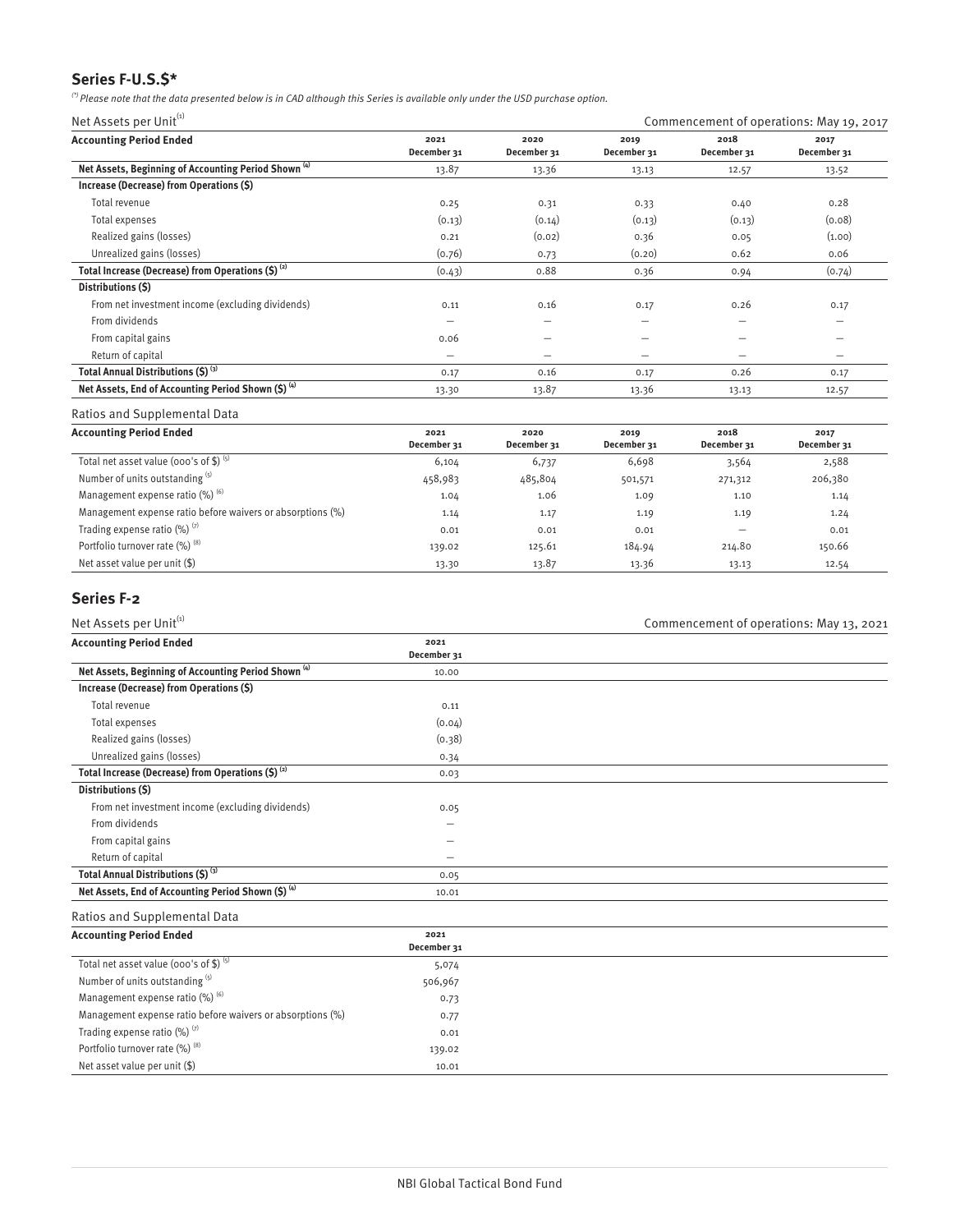## Series F-U.S.$*

*(*) Please note that the data presented below is in CAD although this Series is available only under the USD purchase option.*

Net Assets per Unit[1] — Commencement of operations: May 19, 2017

| Accounting Period Ended | 2021 December 31 | 2020 December 31 | 2019 December 31 | 2018 December 31 | 2017 December 31 |
|---|---|---|---|---|---|
| **Net Assets, Beginning of Accounting Period Shown [4]** | 13.87 | 13.36 | 13.13 | 12.57 | 13.52 |
| **Increase (Decrease) from Operations ($)** | | | | | |
| Total revenue | 0.25 | 0.31 | 0.33 | 0.40 | 0.28 |
| Total expenses | (0.13) | (0.14) | (0.13) | (0.13) | (0.08) |
| Realized gains (losses) | 0.21 | (0.02) | 0.36 | 0.05 | (1.00) |
| Unrealized gains (losses) | (0.76) | 0.73 | (0.20) | 0.62 | 0.06 |
| **Total Increase (Decrease) from Operations ($) [2]** | (0.43) | 0.88 | 0.36 | 0.94 | (0.74) |
| **Distributions ($)** | | | | | |
| From net investment income (excluding dividends) | 0.11 | 0.16 | 0.17 | 0.26 | 0.17 |
| From dividends | — | — | — | — | — |
| From capital gains | 0.06 | — | — | — | — |
| Return of capital | — | — | — | — | — |
| **Total Annual Distributions ($) [3]** | 0.17 | 0.16 | 0.17 | 0.26 | 0.17 |
| **Net Assets, End of Accounting Period Shown ($) [4]** | 13.30 | 13.87 | 13.36 | 13.13 | 12.57 |

Ratios and Supplemental Data

| Accounting Period Ended | 2021 December 31 | 2020 December 31 | 2019 December 31 | 2018 December 31 | 2017 December 31 |
|---|---|---|---|---|---|
| Total net asset value (000's of $) [5] | 6,104 | 6,737 | 6,698 | 3,564 | 2,588 |
| Number of units outstanding [5] | 458,983 | 485,804 | 501,571 | 271,312 | 206,380 |
| Management expense ratio (%) [6] | 1.04 | 1.06 | 1.09 | 1.10 | 1.14 |
| Management expense ratio before waivers or absorptions (%) | 1.14 | 1.17 | 1.19 | 1.19 | 1.24 |
| Trading expense ratio (%) [7] | 0.01 | 0.01 | 0.01 | — | 0.01 |
| Portfolio turnover rate (%) [8] | 139.02 | 125.61 | 184.94 | 214.80 | 150.66 |
| Net asset value per unit ($) | 13.30 | 13.87 | 13.36 | 13.13 | 12.54 |

## Series F-2

Net Assets per Unit[1] — Commencement of operations: May 13, 2021

| Accounting Period Ended | 2021 December 31 |
|---|---|
| **Net Assets, Beginning of Accounting Period Shown [4]** | 10.00 |
| **Increase (Decrease) from Operations ($)** | |
| Total revenue | 0.11 |
| Total expenses | (0.04) |
| Realized gains (losses) | (0.38) |
| Unrealized gains (losses) | 0.34 |
| **Total Increase (Decrease) from Operations ($) [2]** | 0.03 |
| **Distributions ($)** | |
| From net investment income (excluding dividends) | 0.05 |
| From dividends | — |
| From capital gains | — |
| Return of capital | — |
| **Total Annual Distributions ($) [3]** | 0.05 |
| **Net Assets, End of Accounting Period Shown ($) [4]** | 10.01 |

Ratios and Supplemental Data

| Accounting Period Ended | 2021 December 31 |
|---|---|
| Total net asset value (000's of $) [5] | 5,074 |
| Number of units outstanding [5] | 506,967 |
| Management expense ratio (%) [6] | 0.73 |
| Management expense ratio before waivers or absorptions (%) | 0.77 |
| Trading expense ratio (%) [7] | 0.01 |
| Portfolio turnover rate (%) [8] | 139.02 |
| Net asset value per unit ($) | 10.01 |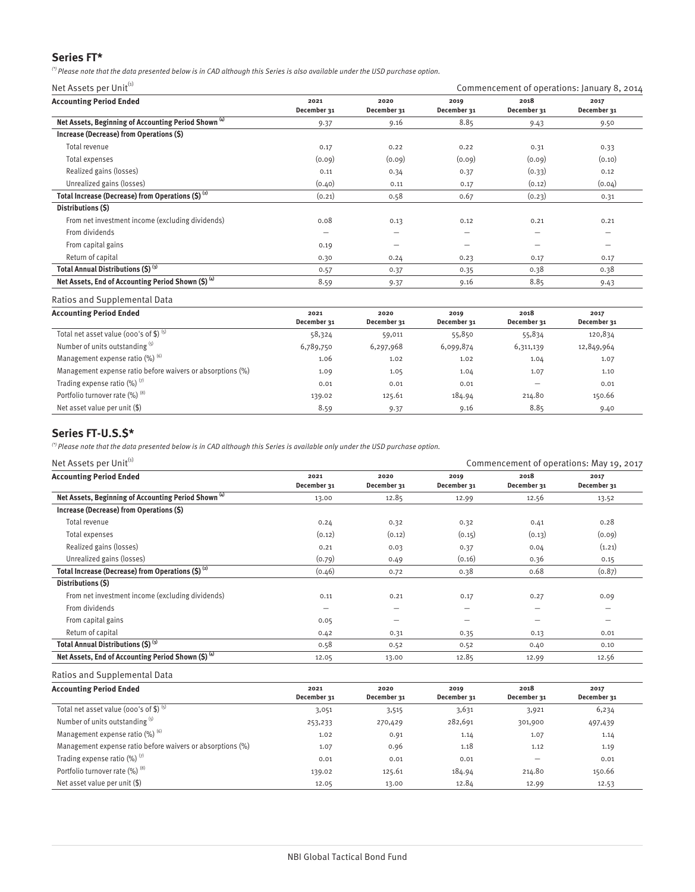## Series FT*

*(\*) Please note that the data presented below is in CAD although this Series is also available under the USD purchase option.*

Net Assets per Unit[1] — Commencement of operations: January 8, 2014

| Accounting Period Ended | 2021 December 31 | 2020 December 31 | 2019 December 31 | 2018 December 31 | 2017 December 31 |
|---|---|---|---|---|---|
| **Net Assets, Beginning of Accounting Period Shown [4]** | 9.37 | 9.16 | 8.85 | 9.43 | 9.50 |
| **Increase (Decrease) from Operations ($)** | | | | | |
| Total revenue | 0.17 | 0.22 | 0.22 | 0.31 | 0.33 |
| Total expenses | (0.09) | (0.09) | (0.09) | (0.09) | (0.10) |
| Realized gains (losses) | 0.11 | 0.34 | 0.37 | (0.33) | 0.12 |
| Unrealized gains (losses) | (0.40) | 0.11 | 0.17 | (0.12) | (0.04) |
| **Total Increase (Decrease) from Operations ($) [2]** | (0.21) | 0.58 | 0.67 | (0.23) | 0.31 |
| **Distributions ($)** | | | | | |
| From net investment income (excluding dividends) | 0.08 | 0.13 | 0.12 | 0.21 | 0.21 |
| From dividends | — | — | — | — | — |
| From capital gains | 0.19 | — | — | — | — |
| Return of capital | 0.30 | 0.24 | 0.23 | 0.17 | 0.17 |
| **Total Annual Distributions ($) [3]** | 0.57 | 0.37 | 0.35 | 0.38 | 0.38 |
| **Net Assets, End of Accounting Period Shown ($) [4]** | 8.59 | 9.37 | 9.16 | 8.85 | 9.43 |

Ratios and Supplemental Data

| Accounting Period Ended | 2021 December 31 | 2020 December 31 | 2019 December 31 | 2018 December 31 | 2017 December 31 |
|---|---|---|---|---|---|
| Total net asset value (000's of $) [5] | 58,324 | 59,011 | 55,850 | 55,834 | 120,834 |
| Number of units outstanding [5] | 6,789,750 | 6,297,968 | 6,099,874 | 6,311,139 | 12,849,964 |
| Management expense ratio (%) [6] | 1.06 | 1.02 | 1.02 | 1.04 | 1.07 |
| Management expense ratio before waivers or absorptions (%) | 1.09 | 1.05 | 1.04 | 1.07 | 1.10 |
| Trading expense ratio (%) [7] | 0.01 | 0.01 | 0.01 | — | 0.01 |
| Portfolio turnover rate (%) [8] | 139.02 | 125.61 | 184.94 | 214.80 | 150.66 |
| Net asset value per unit ($) | 8.59 | 9.37 | 9.16 | 8.85 | 9.40 |

## Series FT-U.S.$*

*(\*) Please note that the data presented below is in CAD although this Series is available only under the USD purchase option.*

Net Assets per Unit[1] — Commencement of operations: May 19, 2017

| Accounting Period Ended | 2021 December 31 | 2020 December 31 | 2019 December 31 | 2018 December 31 | 2017 December 31 |
|---|---|---|---|---|---|
| **Net Assets, Beginning of Accounting Period Shown [4]** | 13.00 | 12.85 | 12.99 | 12.56 | 13.52 |
| **Increase (Decrease) from Operations ($)** | | | | | |
| Total revenue | 0.24 | 0.32 | 0.32 | 0.41 | 0.28 |
| Total expenses | (0.12) | (0.12) | (0.15) | (0.13) | (0.09) |
| Realized gains (losses) | 0.21 | 0.03 | 0.37 | 0.04 | (1.21) |
| Unrealized gains (losses) | (0.79) | 0.49 | (0.16) | 0.36 | 0.15 |
| **Total Increase (Decrease) from Operations ($) [2]** | (0.46) | 0.72 | 0.38 | 0.68 | (0.87) |
| **Distributions ($)** | | | | | |
| From net investment income (excluding dividends) | 0.11 | 0.21 | 0.17 | 0.27 | 0.09 |
| From dividends | — | — | — | — | — |
| From capital gains | 0.05 | — | — | — | — |
| Return of capital | 0.42 | 0.31 | 0.35 | 0.13 | 0.01 |
| **Total Annual Distributions ($) [3]** | 0.58 | 0.52 | 0.52 | 0.40 | 0.10 |
| **Net Assets, End of Accounting Period Shown ($) [4]** | 12.05 | 13.00 | 12.85 | 12.99 | 12.56 |

Ratios and Supplemental Data

| Accounting Period Ended | 2021 December 31 | 2020 December 31 | 2019 December 31 | 2018 December 31 | 2017 December 31 |
|---|---|---|---|---|---|
| Total net asset value (000's of $) [5] | 3,051 | 3,515 | 3,631 | 3,921 | 6,234 |
| Number of units outstanding [5] | 253,233 | 270,429 | 282,691 | 301,900 | 497,439 |
| Management expense ratio (%) [6] | 1.02 | 0.91 | 1.14 | 1.07 | 1.14 |
| Management expense ratio before waivers or absorptions (%) | 1.07 | 0.96 | 1.18 | 1.12 | 1.19 |
| Trading expense ratio (%) [7] | 0.01 | 0.01 | 0.01 | — | 0.01 |
| Portfolio turnover rate (%) [8] | 139.02 | 125.61 | 184.94 | 214.80 | 150.66 |
| Net asset value per unit ($) | 12.05 | 13.00 | 12.84 | 12.99 | 12.53 |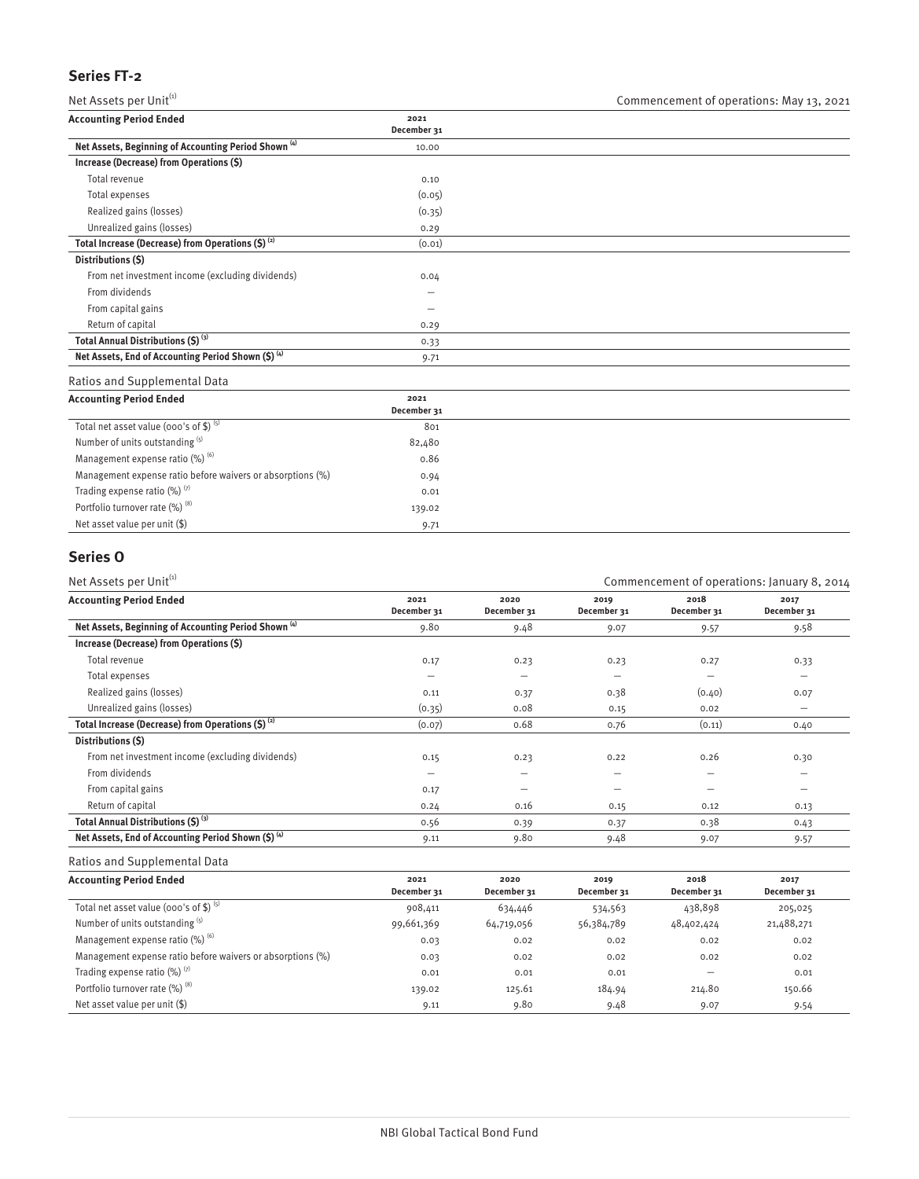## Series FT-2

Net Assets per Unit[1]

Commencement of operations: May 13, 2021

| Accounting Period Ended | 2021 December 31 |
|---|---|
| **Net Assets, Beginning of Accounting Period Shown [4]** | 10.00 |
| **Increase (Decrease) from Operations ($)** | |
| Total revenue | 0.10 |
| Total expenses | (0.05) |
| Realized gains (losses) | (0.35) |
| Unrealized gains (losses) | 0.29 |
| **Total Increase (Decrease) from Operations ($) [2]** | (0.01) |
| **Distributions ($)** | |
| From net investment income (excluding dividends) | 0.04 |
| From dividends | — |
| From capital gains | — |
| Return of capital | 0.29 |
| **Total Annual Distributions ($) [3]** | 0.33 |
| **Net Assets, End of Accounting Period Shown ($) [4]** | 9.71 |

Ratios and Supplemental Data

| Accounting Period Ended | 2021 December 31 |
|---|---|
| Total net asset value (000's of $) [5] | 801 |
| Number of units outstanding [5] | 82,480 |
| Management expense ratio (%) [6] | 0.86 |
| Management expense ratio before waivers or absorptions (%) | 0.94 |
| Trading expense ratio (%) [7] | 0.01 |
| Portfolio turnover rate (%) [8] | 139.02 |
| Net asset value per unit ($) | 9.71 |

## Series O

Net Assets per Unit[1]

Commencement of operations: January 8, 2014

| Accounting Period Ended | 2021 December 31 | 2020 December 31 | 2019 December 31 | 2018 December 31 | 2017 December 31 |
|---|---|---|---|---|---|
| **Net Assets, Beginning of Accounting Period Shown [4]** | 9.80 | 9.48 | 9.07 | 9.57 | 9.58 |
| **Increase (Decrease) from Operations ($)** | | | | | |
| Total revenue | 0.17 | 0.23 | 0.23 | 0.27 | 0.33 |
| Total expenses | — | — | — | — | — |
| Realized gains (losses) | 0.11 | 0.37 | 0.38 | (0.40) | 0.07 |
| Unrealized gains (losses) | (0.35) | 0.08 | 0.15 | 0.02 | — |
| **Total Increase (Decrease) from Operations ($) [2]** | (0.07) | 0.68 | 0.76 | (0.11) | 0.40 |
| **Distributions ($)** | | | | | |
| From net investment income (excluding dividends) | 0.15 | 0.23 | 0.22 | 0.26 | 0.30 |
| From dividends | — | — | — | — | — |
| From capital gains | 0.17 | — | — | — | — |
| Return of capital | 0.24 | 0.16 | 0.15 | 0.12 | 0.13 |
| **Total Annual Distributions ($) [3]** | 0.56 | 0.39 | 0.37 | 0.38 | 0.43 |
| **Net Assets, End of Accounting Period Shown ($) [4]** | 9.11 | 9.80 | 9.48 | 9.07 | 9.57 |

Ratios and Supplemental Data

| Accounting Period Ended | 2021 December 31 | 2020 December 31 | 2019 December 31 | 2018 December 31 | 2017 December 31 |
|---|---|---|---|---|---|
| Total net asset value (000's of $) [5] | 908,411 | 634,446 | 534,563 | 438,898 | 205,025 |
| Number of units outstanding [5] | 99,661,369 | 64,719,056 | 56,384,789 | 48,402,424 | 21,488,271 |
| Management expense ratio (%) [6] | 0.03 | 0.02 | 0.02 | 0.02 | 0.02 |
| Management expense ratio before waivers or absorptions (%) | 0.03 | 0.02 | 0.02 | 0.02 | 0.02 |
| Trading expense ratio (%) [7] | 0.01 | 0.01 | 0.01 | — | 0.01 |
| Portfolio turnover rate (%) [8] | 139.02 | 125.61 | 184.94 | 214.80 | 150.66 |
| Net asset value per unit ($) | 9.11 | 9.80 | 9.48 | 9.07 | 9.54 |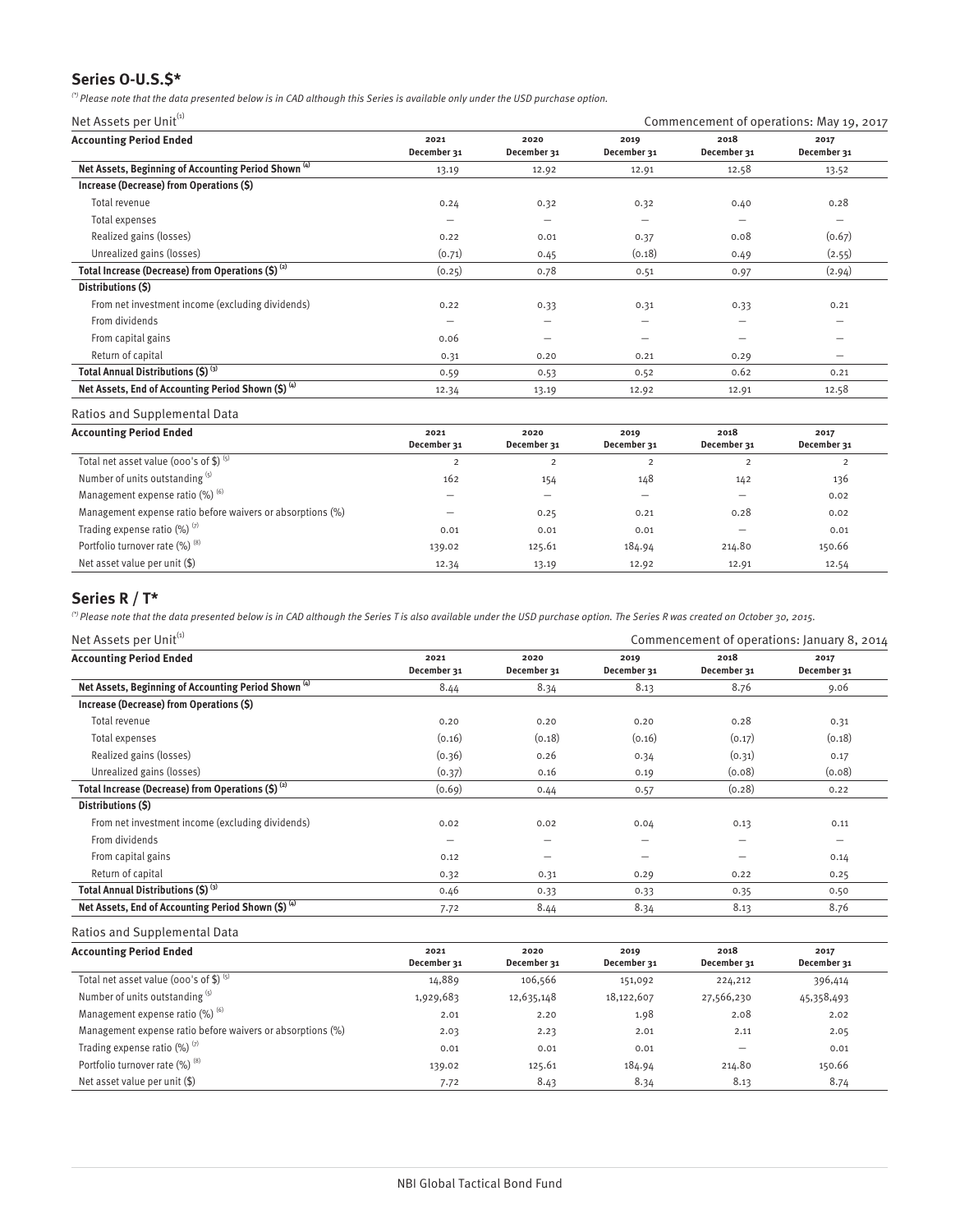## Series O-U.S.$*

*(*) Please note that the data presented below is in CAD although this Series is available only under the USD purchase option.*

Net Assets per Unit[1] — Commencement of operations: May 19, 2017

| Accounting Period Ended | 2021 December 31 | 2020 December 31 | 2019 December 31 | 2018 December 31 | 2017 December 31 |
|---|---|---|---|---|---|
| **Net Assets, Beginning of Accounting Period Shown [4]** | 13.19 | 12.92 | 12.91 | 12.58 | 13.52 |
| **Increase (Decrease) from Operations ($)** | | | | | |
| Total revenue | 0.24 | 0.32 | 0.32 | 0.40 | 0.28 |
| Total expenses | — | — | — | — | — |
| Realized gains (losses) | 0.22 | 0.01 | 0.37 | 0.08 | (0.67) |
| Unrealized gains (losses) | (0.71) | 0.45 | (0.18) | 0.49 | (2.55) |
| **Total Increase (Decrease) from Operations ($) [2]** | (0.25) | 0.78 | 0.51 | 0.97 | (2.94) |
| **Distributions ($)** | | | | | |
| From net investment income (excluding dividends) | 0.22 | 0.33 | 0.31 | 0.33 | 0.21 |
| From dividends | — | — | — | — | — |
| From capital gains | 0.06 | — | — | — | — |
| Return of capital | 0.31 | 0.20 | 0.21 | 0.29 | — |
| **Total Annual Distributions ($) [3]** | 0.59 | 0.53 | 0.52 | 0.62 | 0.21 |
| **Net Assets, End of Accounting Period Shown ($) [4]** | 12.34 | 13.19 | 12.92 | 12.91 | 12.58 |

Ratios and Supplemental Data

| Accounting Period Ended | 2021 December 31 | 2020 December 31 | 2019 December 31 | 2018 December 31 | 2017 December 31 |
|---|---|---|---|---|---|
| Total net asset value (000's of $) [5] | 2 | 2 | 2 | 2 | 2 |
| Number of units outstanding [5] | 162 | 154 | 148 | 142 | 136 |
| Management expense ratio (%) [6] | — | — | — | — | 0.02 |
| Management expense ratio before waivers or absorptions (%) | — | 0.25 | 0.21 | 0.28 | 0.02 |
| Trading expense ratio (%) [7] | 0.01 | 0.01 | 0.01 | — | 0.01 |
| Portfolio turnover rate (%) [8] | 139.02 | 125.61 | 184.94 | 214.80 | 150.66 |
| Net asset value per unit ($) | 12.34 | 13.19 | 12.92 | 12.91 | 12.54 |

## Series R / T*

*(*) Please note that the data presented below is in CAD although the Series T is also available under the USD purchase option. The Series R was created on October 30, 2015.*

Net Assets per Unit[1] — Commencement of operations: January 8, 2014

| Accounting Period Ended | 2021 December 31 | 2020 December 31 | 2019 December 31 | 2018 December 31 | 2017 December 31 |
|---|---|---|---|---|---|
| **Net Assets, Beginning of Accounting Period Shown [4]** | 8.44 | 8.34 | 8.13 | 8.76 | 9.06 |
| **Increase (Decrease) from Operations ($)** | | | | | |
| Total revenue | 0.20 | 0.20 | 0.20 | 0.28 | 0.31 |
| Total expenses | (0.16) | (0.18) | (0.16) | (0.17) | (0.18) |
| Realized gains (losses) | (0.36) | 0.26 | 0.34 | (0.31) | 0.17 |
| Unrealized gains (losses) | (0.37) | 0.16 | 0.19 | (0.08) | (0.08) |
| **Total Increase (Decrease) from Operations ($) [2]** | (0.69) | 0.44 | 0.57 | (0.28) | 0.22 |
| **Distributions ($)** | | | | | |
| From net investment income (excluding dividends) | 0.02 | 0.02 | 0.04 | 0.13 | 0.11 |
| From dividends | — | — | — | — | — |
| From capital gains | 0.12 | — | — | — | 0.14 |
| Return of capital | 0.32 | 0.31 | 0.29 | 0.22 | 0.25 |
| **Total Annual Distributions ($) [3]** | 0.46 | 0.33 | 0.33 | 0.35 | 0.50 |
| **Net Assets, End of Accounting Period Shown ($) [4]** | 7.72 | 8.44 | 8.34 | 8.13 | 8.76 |

Ratios and Supplemental Data

| Accounting Period Ended | 2021 December 31 | 2020 December 31 | 2019 December 31 | 2018 December 31 | 2017 December 31 |
|---|---|---|---|---|---|
| Total net asset value (000's of $) [5] | 14,889 | 106,566 | 151,092 | 224,212 | 396,414 |
| Number of units outstanding [5] | 1,929,683 | 12,635,148 | 18,122,607 | 27,566,230 | 45,358,493 |
| Management expense ratio (%) [6] | 2.01 | 2.20 | 1.98 | 2.08 | 2.02 |
| Management expense ratio before waivers or absorptions (%) | 2.03 | 2.23 | 2.01 | 2.11 | 2.05 |
| Trading expense ratio (%) [7] | 0.01 | 0.01 | 0.01 | — | 0.01 |
| Portfolio turnover rate (%) [8] | 139.02 | 125.61 | 184.94 | 214.80 | 150.66 |
| Net asset value per unit ($) | 7.72 | 8.43 | 8.34 | 8.13 | 8.74 |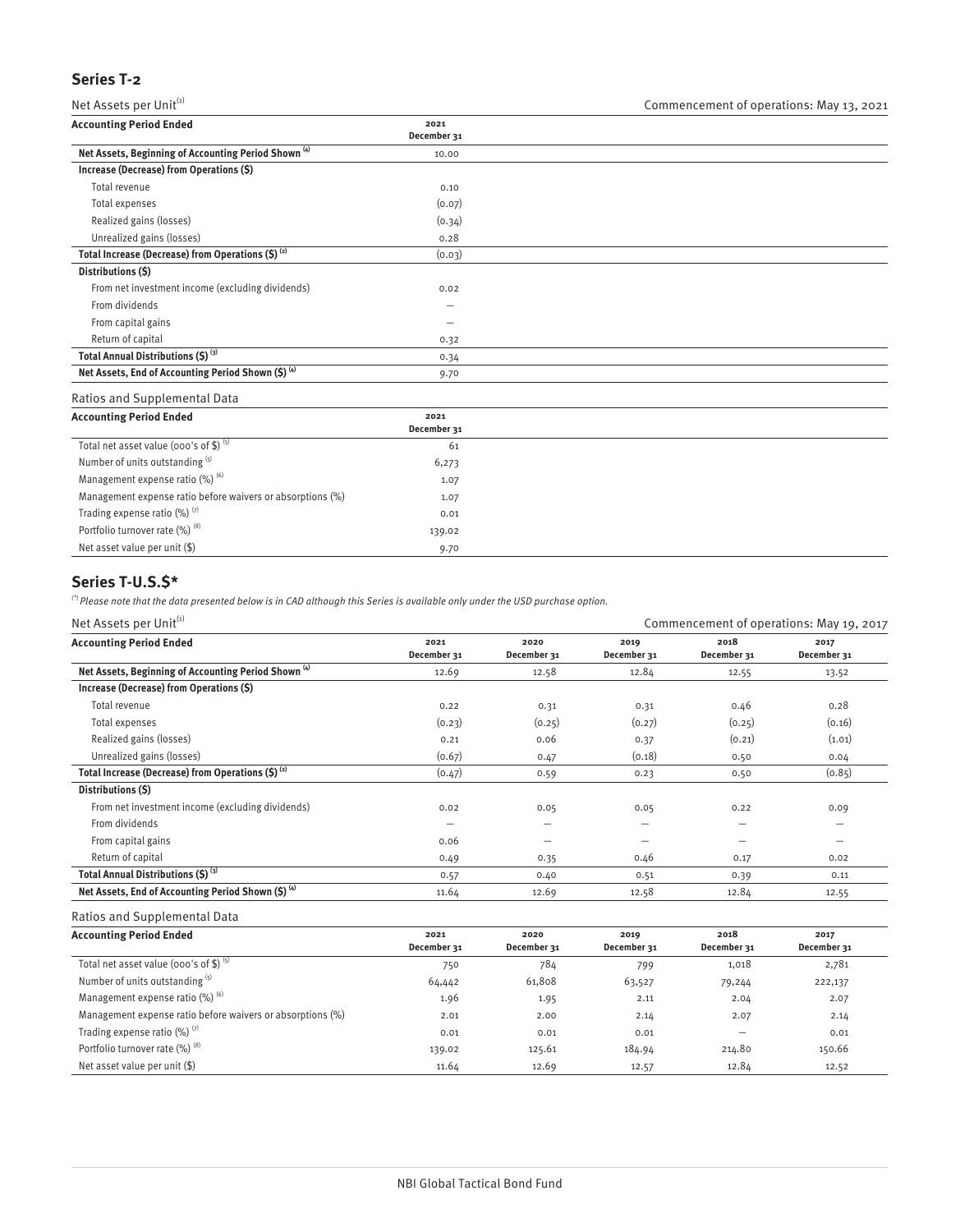## Series T-2

Net Assets per Unit[1] — Commencement of operations: May 13, 2021

| Accounting Period Ended | 2021 December 31 |
|---|---|
| **Net Assets, Beginning of Accounting Period Shown [4]** | 10.00 |
| **Increase (Decrease) from Operations ($)** | |
| Total revenue | 0.10 |
| Total expenses | (0.07) |
| Realized gains (losses) | (0.34) |
| Unrealized gains (losses) | 0.28 |
| **Total Increase (Decrease) from Operations ($) [2]** | (0.03) |
| **Distributions ($)** | |
| From net investment income (excluding dividends) | 0.02 |
| From dividends | — |
| From capital gains | — |
| Return of capital | 0.32 |
| **Total Annual Distributions ($) [3]** | 0.34 |
| **Net Assets, End of Accounting Period Shown ($) [4]** | 9.70 |

Ratios and Supplemental Data

| Accounting Period Ended | 2021 December 31 |
|---|---|
| Total net asset value (000's of $) [5] | 61 |
| Number of units outstanding [5] | 6,273 |
| Management expense ratio (%) [6] | 1.07 |
| Management expense ratio before waivers or absorptions (%) | 1.07 |
| Trading expense ratio (%) [7] | 0.01 |
| Portfolio turnover rate (%) [8] | 139.02 |
| Net asset value per unit ($) | 9.70 |

## Series T-U.S.$*

*(\*) Please note that the data presented below is in CAD although this Series is available only under the USD purchase option.*

Net Assets per Unit[1] — Commencement of operations: May 19, 2017

| Accounting Period Ended | 2021 December 31 | 2020 December 31 | 2019 December 31 | 2018 December 31 | 2017 December 31 |
|---|---|---|---|---|---|
| **Net Assets, Beginning of Accounting Period Shown [4]** | 12.69 | 12.58 | 12.84 | 12.55 | 13.52 |
| **Increase (Decrease) from Operations ($)** | | | | | |
| Total revenue | 0.22 | 0.31 | 0.31 | 0.46 | 0.28 |
| Total expenses | (0.23) | (0.25) | (0.27) | (0.25) | (0.16) |
| Realized gains (losses) | 0.21 | 0.06 | 0.37 | (0.21) | (1.01) |
| Unrealized gains (losses) | (0.67) | 0.47 | (0.18) | 0.50 | 0.04 |
| **Total Increase (Decrease) from Operations ($) [2]** | (0.47) | 0.59 | 0.23 | 0.50 | (0.85) |
| **Distributions ($)** | | | | | |
| From net investment income (excluding dividends) | 0.02 | 0.05 | 0.05 | 0.22 | 0.09 |
| From dividends | — | — | — | — | — |
| From capital gains | 0.06 | — | — | — | — |
| Return of capital | 0.49 | 0.35 | 0.46 | 0.17 | 0.02 |
| **Total Annual Distributions ($) [3]** | 0.57 | 0.40 | 0.51 | 0.39 | 0.11 |
| **Net Assets, End of Accounting Period Shown ($) [4]** | 11.64 | 12.69 | 12.58 | 12.84 | 12.55 |

Ratios and Supplemental Data

| Accounting Period Ended | 2021 December 31 | 2020 December 31 | 2019 December 31 | 2018 December 31 | 2017 December 31 |
|---|---|---|---|---|---|
| Total net asset value (000's of $) [5] | 750 | 784 | 799 | 1,018 | 2,781 |
| Number of units outstanding [5] | 64,442 | 61,808 | 63,527 | 79,244 | 222,137 |
| Management expense ratio (%) [6] | 1.96 | 1.95 | 2.11 | 2.04 | 2.07 |
| Management expense ratio before waivers or absorptions (%) | 2.01 | 2.00 | 2.14 | 2.07 | 2.14 |
| Trading expense ratio (%) [7] | 0.01 | 0.01 | 0.01 | — | 0.01 |
| Portfolio turnover rate (%) [8] | 139.02 | 125.61 | 184.94 | 214.80 | 150.66 |
| Net asset value per unit ($) | 11.64 | 12.69 | 12.57 | 12.84 | 12.52 |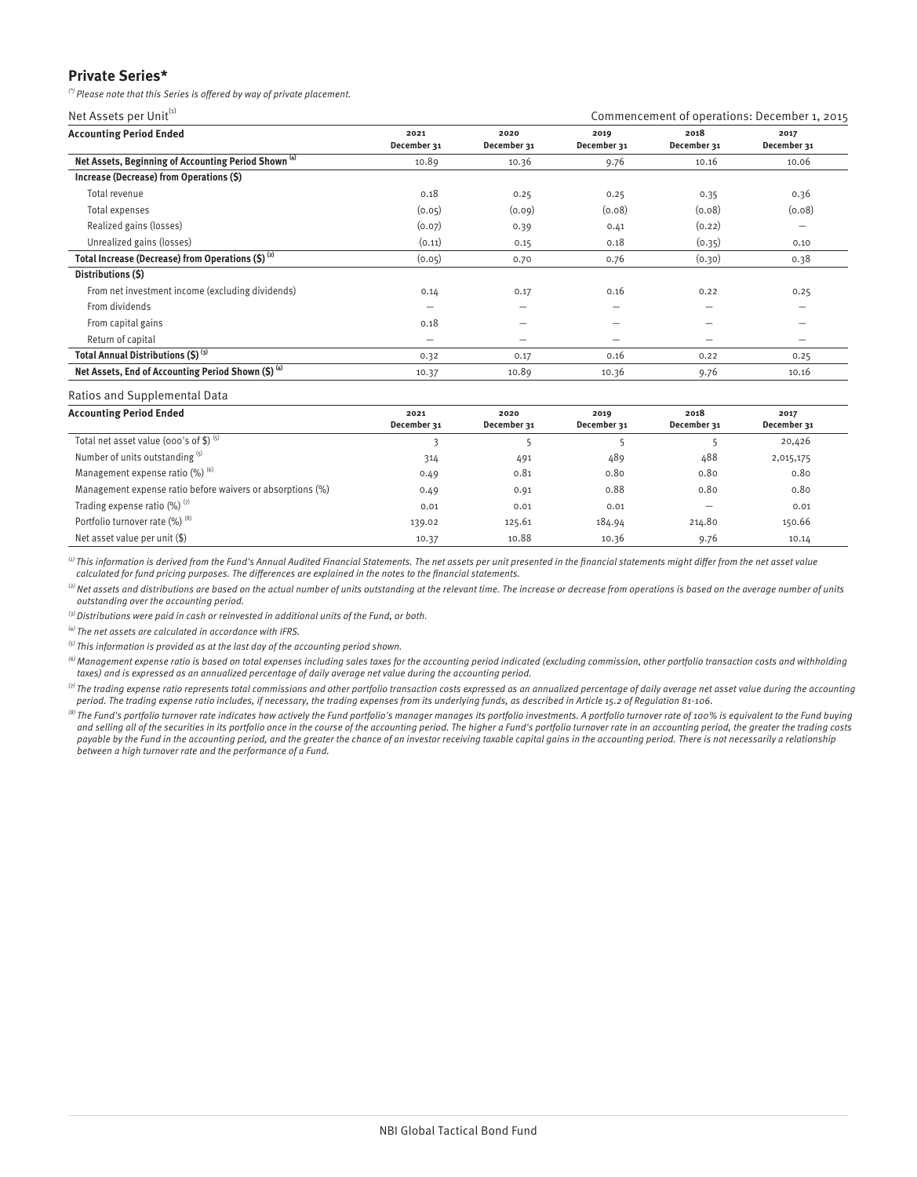## Private Series*

*(*) Please note that this Series is offered by way of private placement.*

Net Assets per Unit[1] — Commencement of operations: December 1, 2015

| Accounting Period Ended | 2021 December 31 | 2020 December 31 | 2019 December 31 | 2018 December 31 | 2017 December 31 |
|---|---|---|---|---|---|
| **Net Assets, Beginning of Accounting Period Shown [4]** | 10.89 | 10.36 | 9.76 | 10.16 | 10.06 |
| **Increase (Decrease) from Operations ($)** | | | | | |
| Total revenue | 0.18 | 0.25 | 0.25 | 0.35 | 0.36 |
| Total expenses | (0.05) | (0.09) | (0.08) | (0.08) | (0.08) |
| Realized gains (losses) | (0.07) | 0.39 | 0.41 | (0.22) | — |
| Unrealized gains (losses) | (0.11) | 0.15 | 0.18 | (0.35) | 0.10 |
| **Total Increase (Decrease) from Operations ($) [2]** | (0.05) | 0.70 | 0.76 | (0.30) | 0.38 |
| **Distributions ($)** | | | | | |
| From net investment income (excluding dividends) | 0.14 | 0.17 | 0.16 | 0.22 | 0.25 |
| From dividends | — | — | — | — | — |
| From capital gains | 0.18 | — | — | — | — |
| Return of capital | — | — | — | — | — |
| **Total Annual Distributions ($) [3]** | 0.32 | 0.17 | 0.16 | 0.22 | 0.25 |
| **Net Assets, End of Accounting Period Shown ($) [4]** | 10.37 | 10.89 | 10.36 | 9.76 | 10.16 |

Ratios and Supplemental Data

| Accounting Period Ended | 2021 December 31 | 2020 December 31 | 2019 December 31 | 2018 December 31 | 2017 December 31 |
|---|---|---|---|---|---|
| Total net asset value (000's of $) [5] | 3 | 5 | 5 | 5 | 20,426 |
| Number of units outstanding [5] | 314 | 491 | 489 | 488 | 2,015,175 |
| Management expense ratio (%) [6] | 0.49 | 0.81 | 0.80 | 0.80 | 0.80 |
| Management expense ratio before waivers or absorptions (%) | 0.49 | 0.91 | 0.88 | 0.80 | 0.80 |
| Trading expense ratio (%) [7] | 0.01 | 0.01 | 0.01 | — | 0.01 |
| Portfolio turnover rate (%) [8] | 139.02 | 125.61 | 184.94 | 214.80 | 150.66 |
| Net asset value per unit ($) | 10.37 | 10.88 | 10.36 | 9.76 | 10.14 |

*(1) This information is derived from the Fund's Annual Audited Financial Statements. The net assets per unit presented in the financial statements might differ from the net asset value calculated for fund pricing purposes. The differences are explained in the notes to the financial statements.*

*(2) Net assets and distributions are based on the actual number of units outstanding at the relevant time. The increase or decrease from operations is based on the average number of units outstanding over the accounting period.*

*(3) Distributions were paid in cash or reinvested in additional units of the Fund, or both.*

*(4) The net assets are calculated in accordance with IFRS.*

*(5) This information is provided as at the last day of the accounting period shown.*

*(6) Management expense ratio is based on total expenses including sales taxes for the accounting period indicated (excluding commission, other portfolio transaction costs and withholding taxes) and is expressed as an annualized percentage of daily average net value during the accounting period.*

*(7) The trading expense ratio represents total commissions and other portfolio transaction costs expressed as an annualized percentage of daily average net asset value during the accounting period. The trading expense ratio includes, if necessary, the trading expenses from its underlying funds, as described in Article 15.2 of Regulation 81-106.*

*(8) The Fund's portfolio turnover rate indicates how actively the Fund portfolio's manager manages its portfolio investments. A portfolio turnover rate of 100% is equivalent to the Fund buying and selling all of the securities in its portfolio once in the course of the accounting period. The higher a Fund's portfolio turnover rate in an accounting period, the greater the trading costs payable by the Fund in the accounting period, and the greater the chance of an investor receiving taxable capital gains in the accounting period. There is not necessarily a relationship between a high turnover rate and the performance of a Fund.*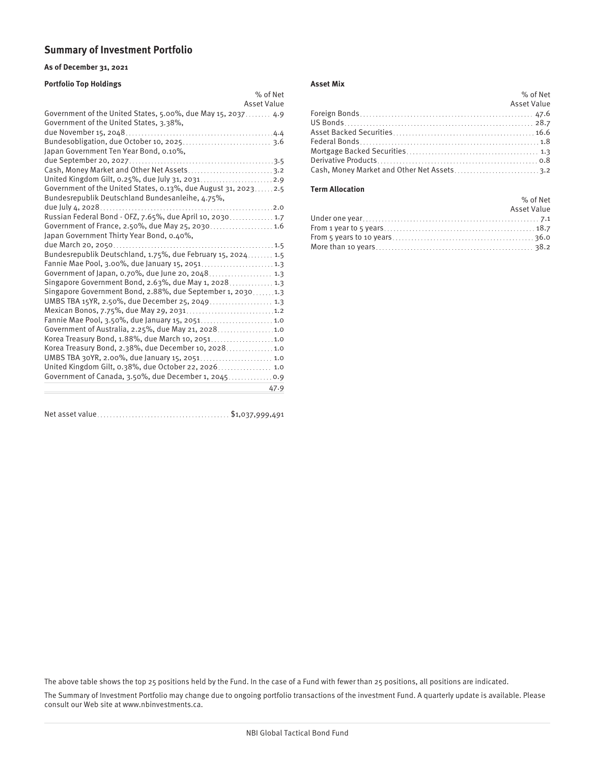## Summary of Investment Portfolio

**As of December 31, 2021**

### Portfolio Top Holdings

| | % of Net Asset Value |
|---|---|
| Government of the United States, 5.00%, due May 15, 2037 | 4.9 |
| Government of the United States, 3.38%, due November 15, 2048 | 4.4 |
| Bundesobligation, due October 10, 2025 | 3.6 |
| Japan Government Ten Year Bond, 0.10%, due September 20, 2027 | 3.5 |
| Cash, Money Market and Other Net Assets | 3.2 |
| United Kingdom Gilt, 0.25%, due July 31, 2031 | 2.9 |
| Government of the United States, 0.13%, due August 31, 2023 | 2.5 |
| Bundesrepublik Deutschland Bundesanleihe, 4.75%, due July 4, 2028 | 2.0 |
| Russian Federal Bond - OFZ, 7.65%, due April 10, 2030 | 1.7 |
| Government of France, 2.50%, due May 25, 2030 | 1.6 |
| Japan Government Thirty Year Bond, 0.40%, due March 20, 2050 | 1.5 |
| Bundesrepublik Deutschland, 1.75%, due February 15, 2024 | 1.5 |
| Fannie Mae Pool, 3.00%, due January 15, 2051 | 1.3 |
| Government of Japan, 0.70%, due June 20, 2048 | 1.3 |
| Singapore Government Bond, 2.63%, due May 1, 2028 | 1.3 |
| Singapore Government Bond, 2.88%, due September 1, 2030 | 1.3 |
| UMBS TBA 15YR, 2.50%, due December 25, 2049 | 1.3 |
| Mexican Bonos, 7.75%, due May 29, 2031 | 1.2 |
| Fannie Mae Pool, 3.50%, due January 15, 2051 | 1.0 |
| Government of Australia, 2.25%, due May 21, 2028 | 1.0 |
| Korea Treasury Bond, 1.88%, due March 10, 2051 | 1.0 |
| Korea Treasury Bond, 2.38%, due December 10, 2028 | 1.0 |
| UMBS TBA 30YR, 2.00%, due January 15, 2051 | 1.0 |
| United Kingdom Gilt, 0.38%, due October 22, 2026 | 1.0 |
| Government of Canada, 3.50%, due December 1, 2045 | 0.9 |
| | 47.9 |

Net asset value $1,037,999,491

### Asset Mix

| | % of Net Asset Value |
|---|---|
| Foreign Bonds | 47.6 |
| US Bonds | 28.7 |
| Asset Backed Securities | 16.6 |
| Federal Bonds | 1.8 |
| Mortgage Backed Securities | 1.3 |
| Derivative Products | 0.8 |
| Cash, Money Market and Other Net Assets | 3.2 |

### Term Allocation

| | % of Net Asset Value |
|---|---|
| Under one year | 7.1 |
| From 1 year to 5 years | 18.7 |
| From 5 years to 10 years | 36.0 |
| More than 10 years | 38.2 |

The above table shows the top 25 positions held by the Fund. In the case of a Fund with fewer than 25 positions, all positions are indicated.

The Summary of Investment Portfolio may change due to ongoing portfolio transactions of the investment Fund. A quarterly update is available. Please consult our Web site at www.nbinvestments.ca.